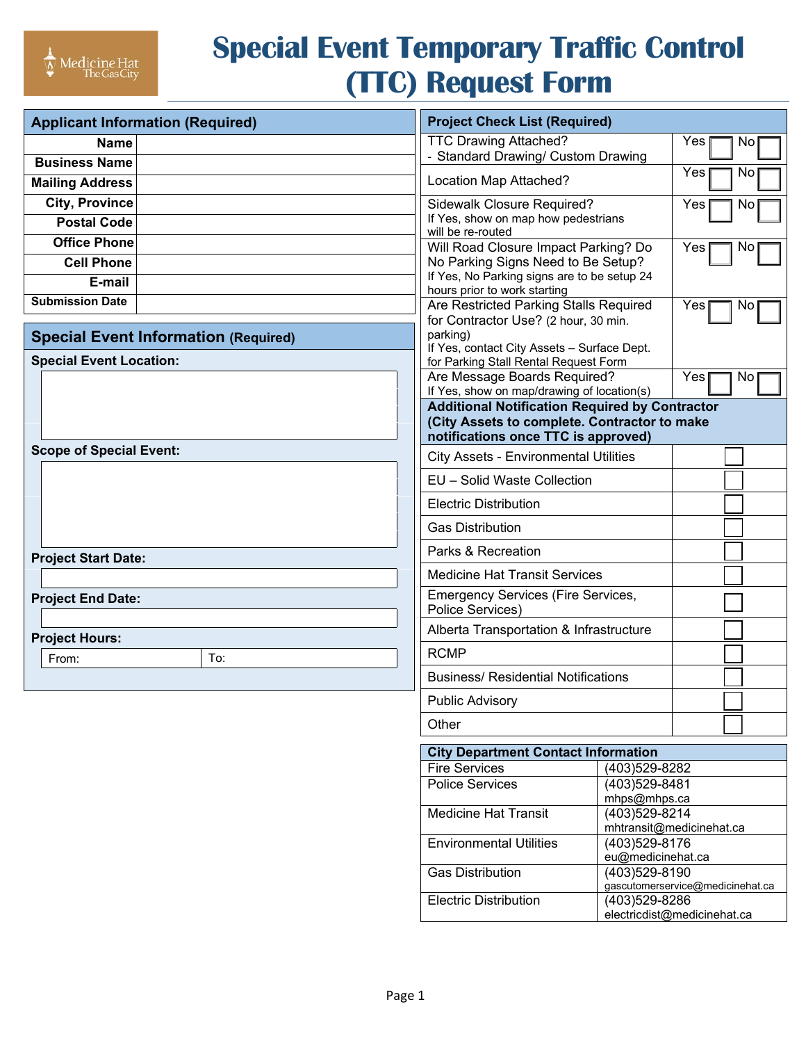# Special Event Temporary Traffic Control (TTC) Request Form

## Applicant Information (Required)

| Field | |
|---|---|
| Name | |
| Business Name | |
| Mailing Address | |
| City, Province | |
| Postal Code | |
| Office Phone | |
| Cell Phone | |
| E-mail | |
| Submission Date | |

## Special Event Information (Required)

**Special Event Location:**

**Scope of Special Event:**

**Project Start Date:**

**Project End Date:**

**Project Hours:**

| From: | To: |
|---|---|
| | |

## Project Check List (Required)

| Item | Yes | No |
|---|---|---|
| TTC Drawing Attached?<br>- Standard Drawing/ Custom Drawing | ☐ | ☐ |
| Location Map Attached? | ☐ | ☐ |
| Sidewalk Closure Required?<br>If Yes, show on map how pedestrians will be re-routed | ☐ | ☐ |
| Will Road Closure Impact Parking? Do No Parking Signs Need to Be Setup?<br>If Yes, No Parking signs are to be setup 24 hours prior to work starting | ☐ | ☐ |
| Are Restricted Parking Stalls Required for Contractor Use? (2 hour, 30 min. parking)<br>If Yes, contact City Assets – Surface Dept. for Parking Stall Rental Request Form | ☐ | ☐ |
| Are Message Boards Required?<br>If Yes, show on map/drawing of location(s) | ☐ | ☐ |

**Additional Notification Required by Contractor (City Assets to complete. Contractor to make notifications once TTC is approved)**

| Notification | |
|---|---|
| City Assets - Environmental Utilities | ☐ |
| EU – Solid Waste Collection | ☐ |
| Electric Distribution | ☐ |
| Gas Distribution | ☐ |
| Parks & Recreation | ☐ |
| Medicine Hat Transit Services | ☐ |
| Emergency Services (Fire Services, Police Services) | ☐ |
| Alberta Transportation & Infrastructure | ☐ |
| RCMP | ☐ |
| Business/ Residential Notifications | ☐ |
| Public Advisory | ☐ |
| Other | ☐ |

## City Department Contact Information

| Department | Contact |
|---|---|
| Fire Services | (403)529-8282 |
| Police Services | (403)529-8481<br>mhps@mhps.ca |
| Medicine Hat Transit | (403)529-8214<br>mhtransit@medicinehat.ca |
| Environmental Utilities | (403)529-8176<br>eu@medicinehat.ca |
| Gas Distribution | (403)529-8190<br>gascutomerservice@medicinehat.ca |
| Electric Distribution | (403)529-8286<br>electricdist@medicinehat.ca |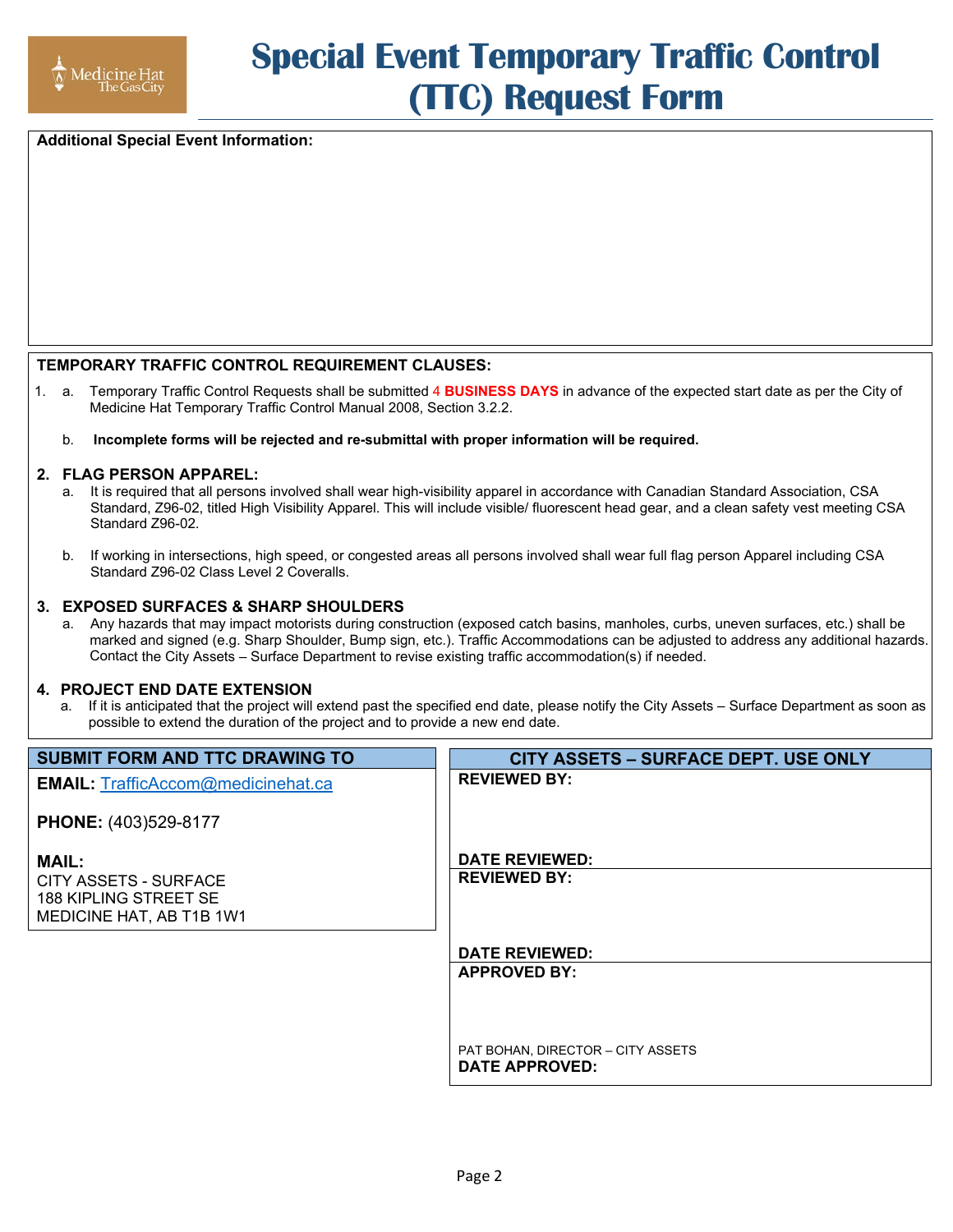# Special Event Temporary Traffic Control (TTC) Request Form

**Additional Special Event Information:**

**TEMPORARY TRAFFIC CONTROL REQUIREMENT CLAUSES:**

1. a. Temporary Traffic Control Requests shall be submitted 4 **BUSINESS DAYS** in advance of the expected start date as per the City of Medicine Hat Temporary Traffic Control Manual 2008, Section 3.2.2.

   b. **Incomplete forms will be rejected and re-submittal with proper information will be required.**

2. **FLAG PERSON APPAREL:**
   a. It is required that all persons involved shall wear high-visibility apparel in accordance with Canadian Standard Association, CSA Standard, Z96-02, titled High Visibility Apparel. This will include visible/ fluorescent head gear, and a clean safety vest meeting CSA Standard Z96-02.

   b. If working in intersections, high speed, or congested areas all persons involved shall wear full flag person Apparel including CSA Standard Z96-02 Class Level 2 Coveralls.

3. **EXPOSED SURFACES & SHARP SHOULDERS**
   a. Any hazards that may impact motorists during construction (exposed catch basins, manholes, curbs, uneven surfaces, etc.) shall be marked and signed (e.g. Sharp Shoulder, Bump sign, etc.). Traffic Accommodations can be adjusted to address any additional hazards. Contact the City Assets – Surface Department to revise existing traffic accommodation(s) if needed.

4. **PROJECT END DATE EXTENSION**
   a. If it is anticipated that the project will extend past the specified end date, please notify the City Assets – Surface Department as soon as possible to extend the duration of the project and to provide a new end date.

**SUBMIT FORM AND TTC DRAWING TO**

**EMAIL:** TrafficAccom@medicinehat.ca

**PHONE:** (403)529-8177

**MAIL:**
CITY ASSETS - SURFACE
188 KIPLING STREET SE
MEDICINE HAT, AB T1B 1W1

**CITY ASSETS – SURFACE DEPT. USE ONLY**

**REVIEWED BY:**

**DATE REVIEWED:**

**REVIEWED BY:**

**DATE REVIEWED:**

**APPROVED BY:**

PAT BOHAN, DIRECTOR – CITY ASSETS

**DATE APPROVED:**